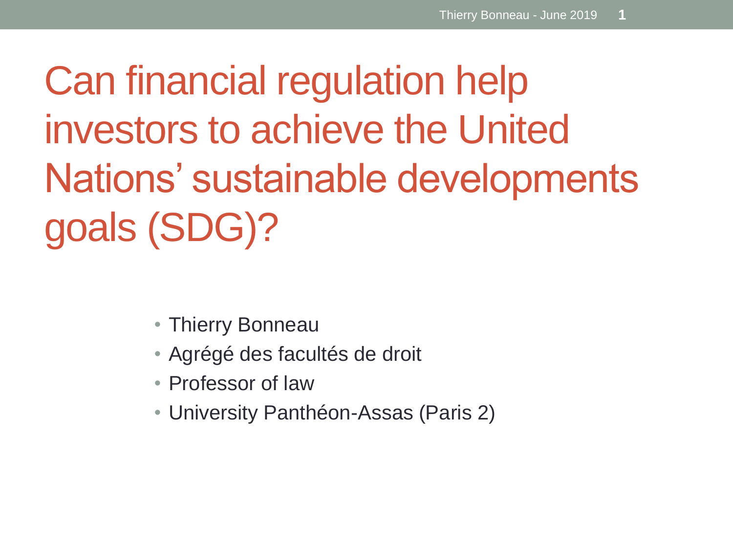# Can financial regulation help investors to achieve the United Nations' sustainable developments goals (SDG)?

- Thierry Bonneau
- Agrégé des facultés de droit
- Professor of law
- University Panthéon-Assas (Paris 2)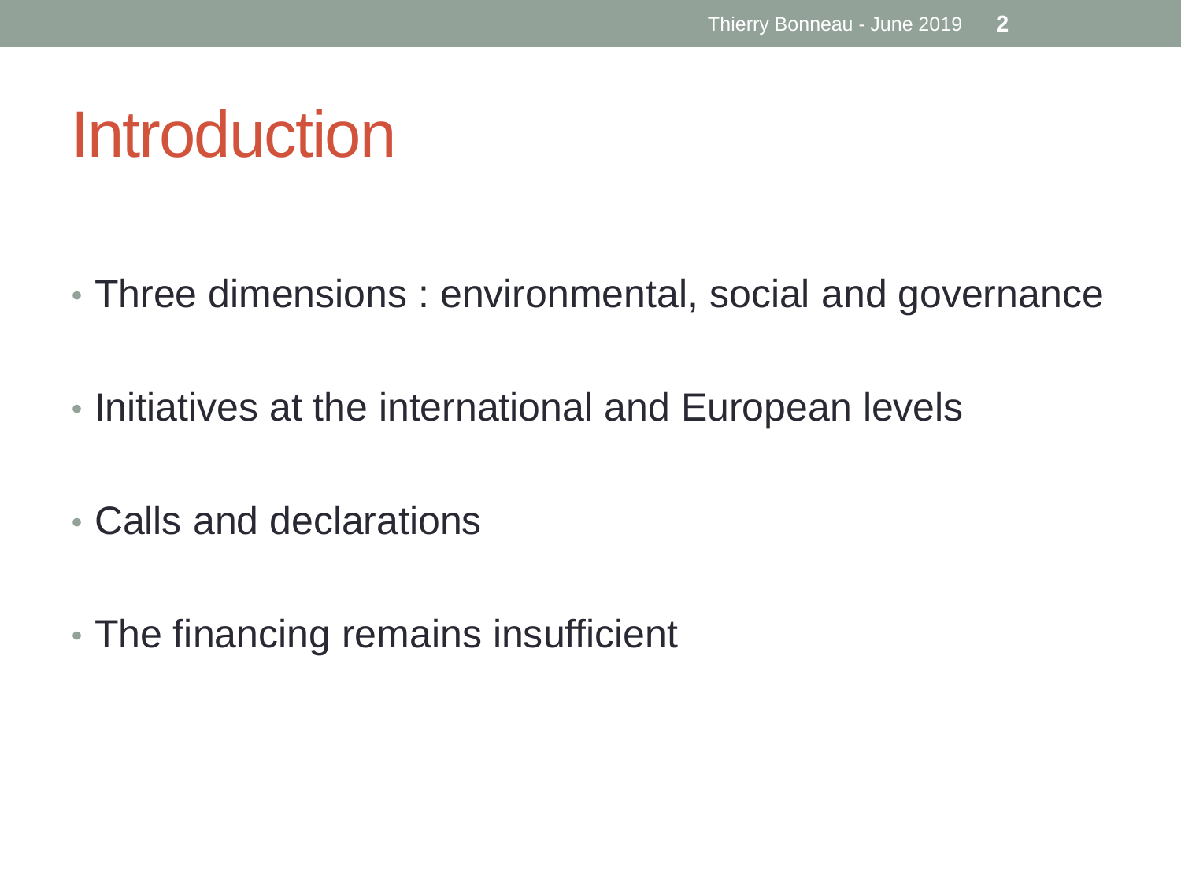# Introduction

- Three dimensions : environmental, social and governance
- Initiatives at the international and European levels
- Calls and declarations
- The financing remains insufficient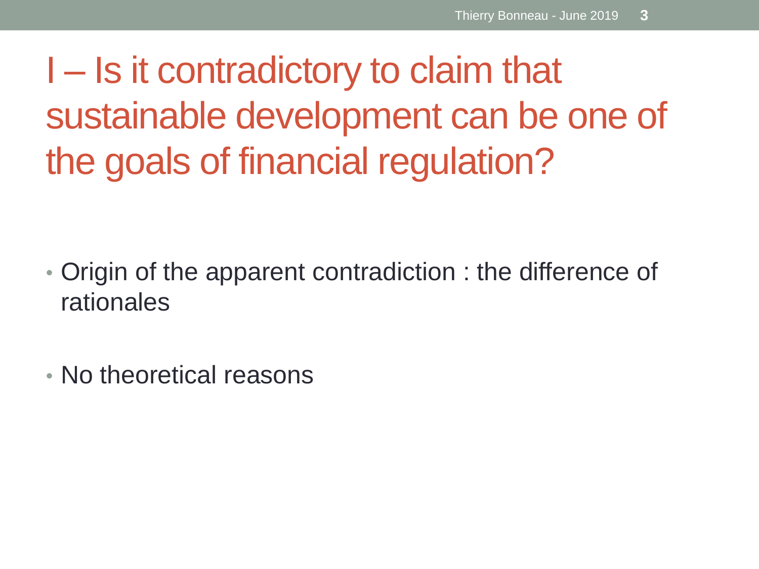# I – Is it contradictory to claim that sustainable development can be one of the goals of financial regulation?

- Origin of the apparent contradiction : the difference of rationales
- No theoretical reasons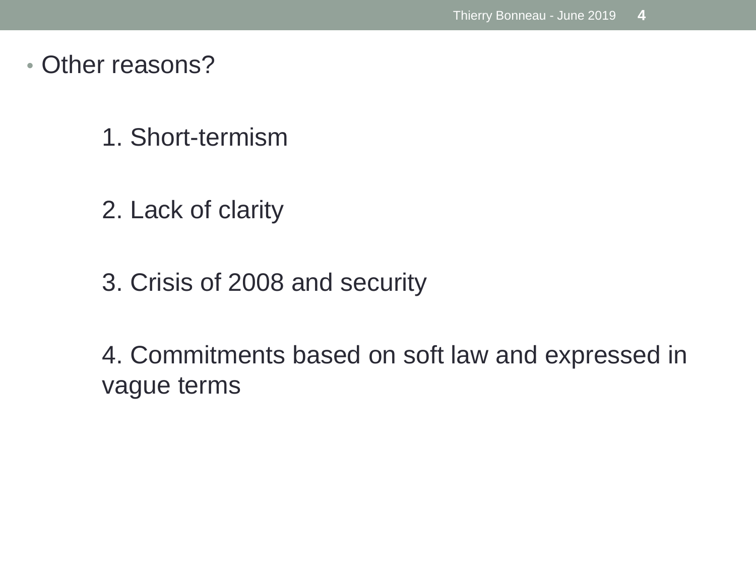- Other reasons?

  1. Short-termism

  2. Lack of clarity

  3. Crisis of 2008 and security

  4. Commitments based on soft law and expressed in vague terms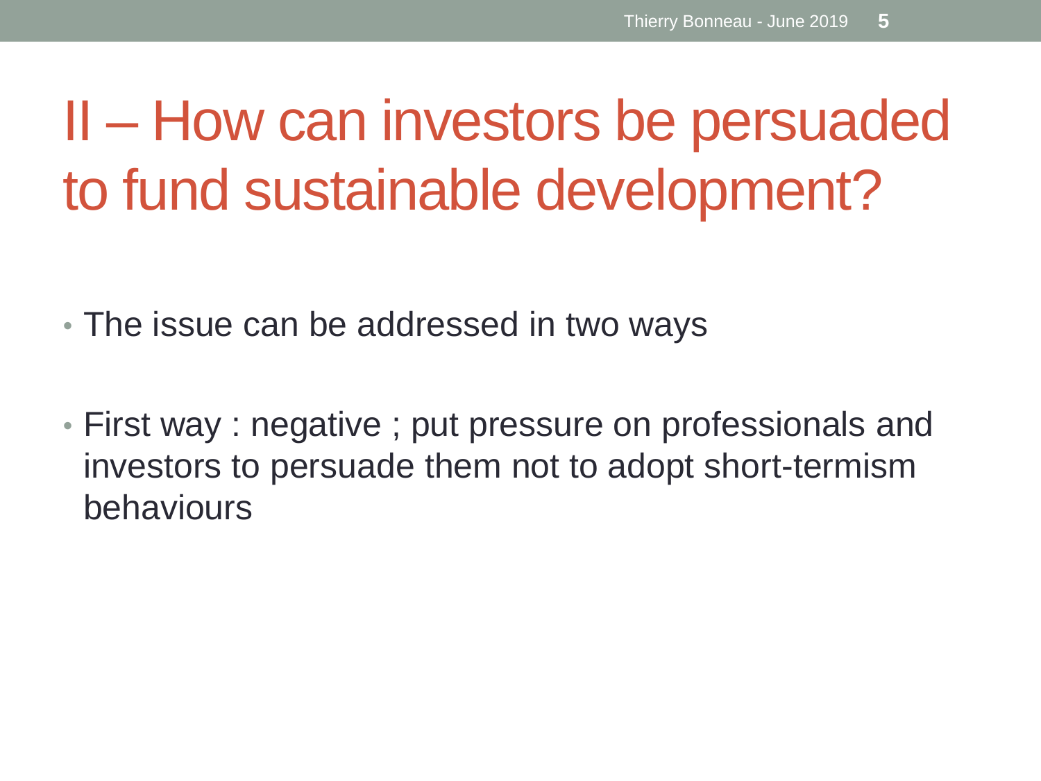# II – How can investors be persuaded to fund sustainable development?

- The issue can be addressed in two ways

- First way : negative ; put pressure on professionals and investors to persuade them not to adopt short-termism behaviours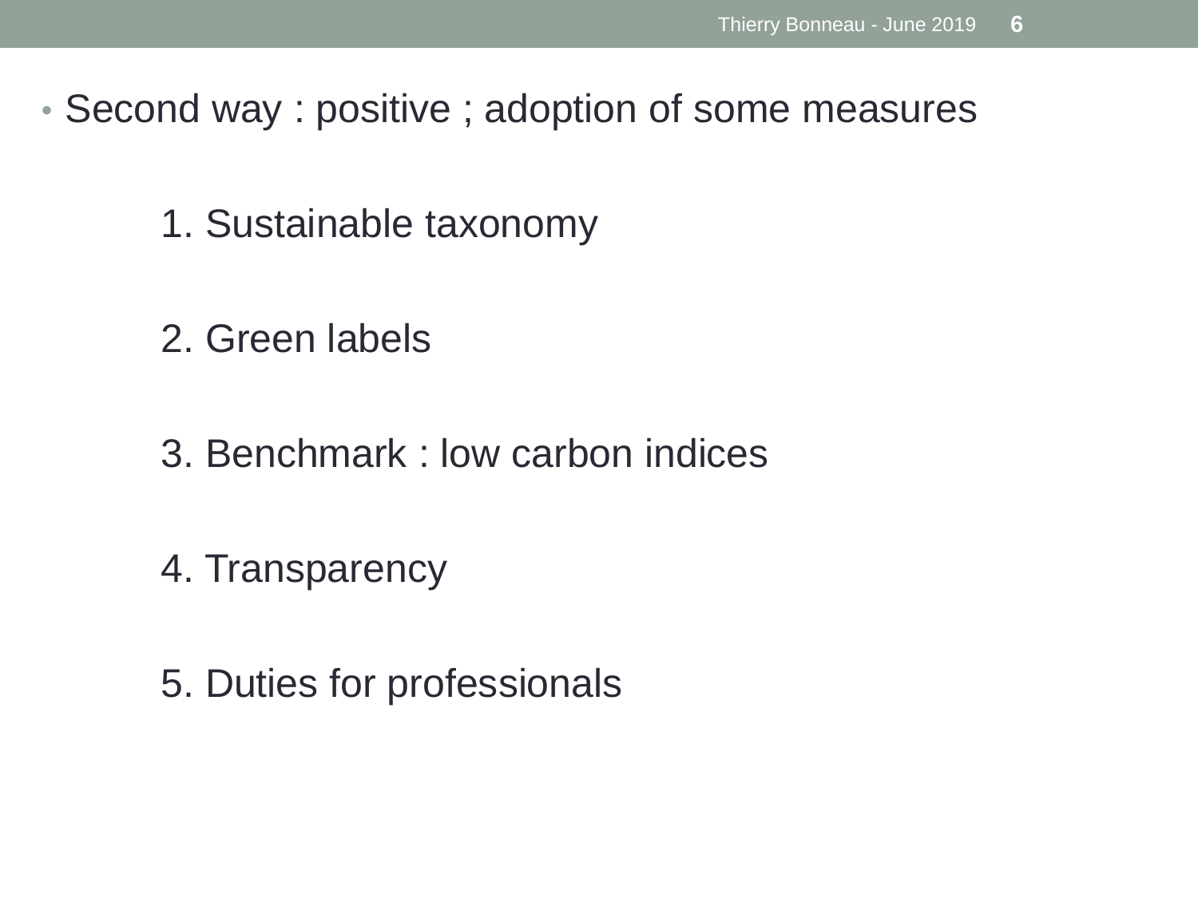- Second way : positive ; adoption of some measures

  1. Sustainable taxonomy

  2. Green labels

  3. Benchmark : low carbon indices

  4. Transparency

  5. Duties for professionals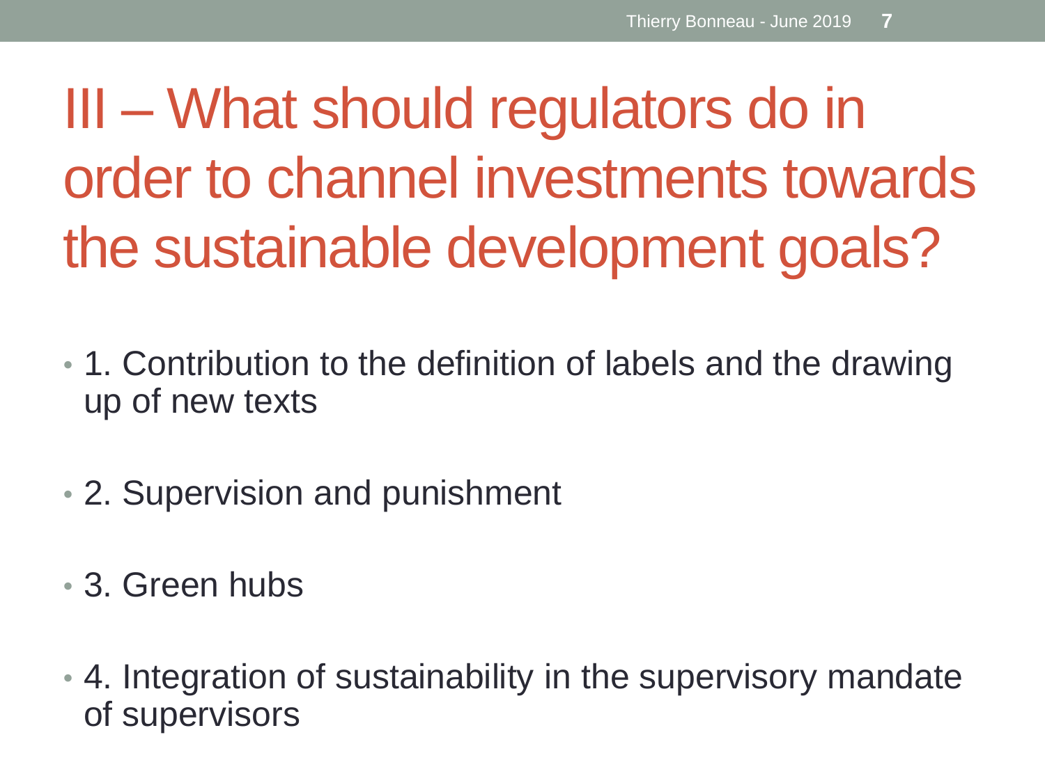# III – What should regulators do in order to channel investments towards the sustainable development goals?

- 1. Contribution to the definition of labels and the drawing up of new texts
- 2. Supervision and punishment
- 3. Green hubs
- 4. Integration of sustainability in the supervisory mandate of supervisors